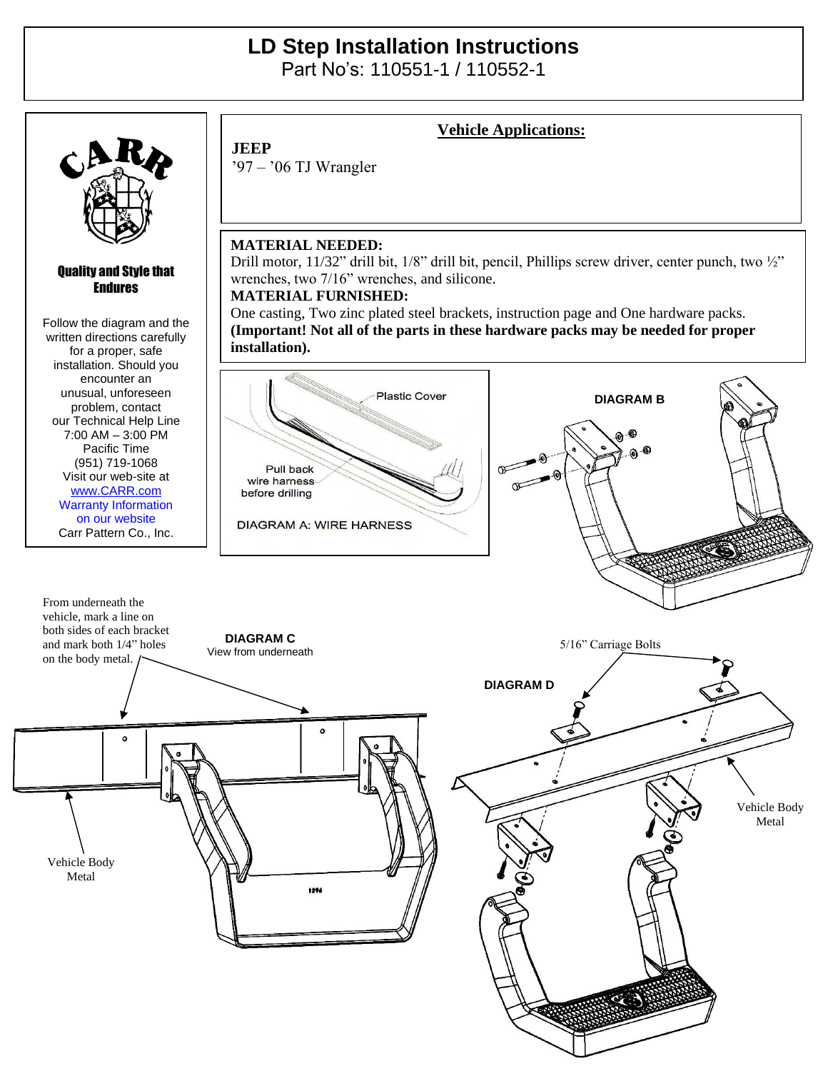# LD Step Installation Instructions

Part No's: 110551-1 / 110552-1

CARR

**Quality and Style that Endures**

Follow the diagram and the written directions carefully for a proper, safe installation. Should you encounter an unusual, unforeseen problem, contact our Technical Help Line 7:00 AM – 3:00 PM Pacific Time (951) 719-1068 Visit our web-site at www.CARR.com Warranty Information on our website Carr Pattern Co., Inc.

## Vehicle Applications:

**JEEP**
'97 – '06 TJ Wrangler

**MATERIAL NEEDED:**
Drill motor, 11/32" drill bit, 1/8" drill bit, pencil, Phillips screw driver, center punch, two ½" wrenches, two 7/16" wrenches, and silicone.

**MATERIAL FURNISHED:**
One casting, Two zinc plated steel brackets, instruction page and One hardware packs. **(Important! Not all of the parts in these hardware packs may be needed for proper installation).**

Plastic Cover

Pull back wire harness before drilling

DIAGRAM A: WIRE HARNESS

**DIAGRAM B**

From underneath the vehicle, mark a line on both sides of each bracket and mark both 1/4" holes on the body metal.

**DIAGRAM C**
View from underneath

Vehicle Body Metal

**DIAGRAM D**

5/16" Carriage Bolts

Vehicle Body Metal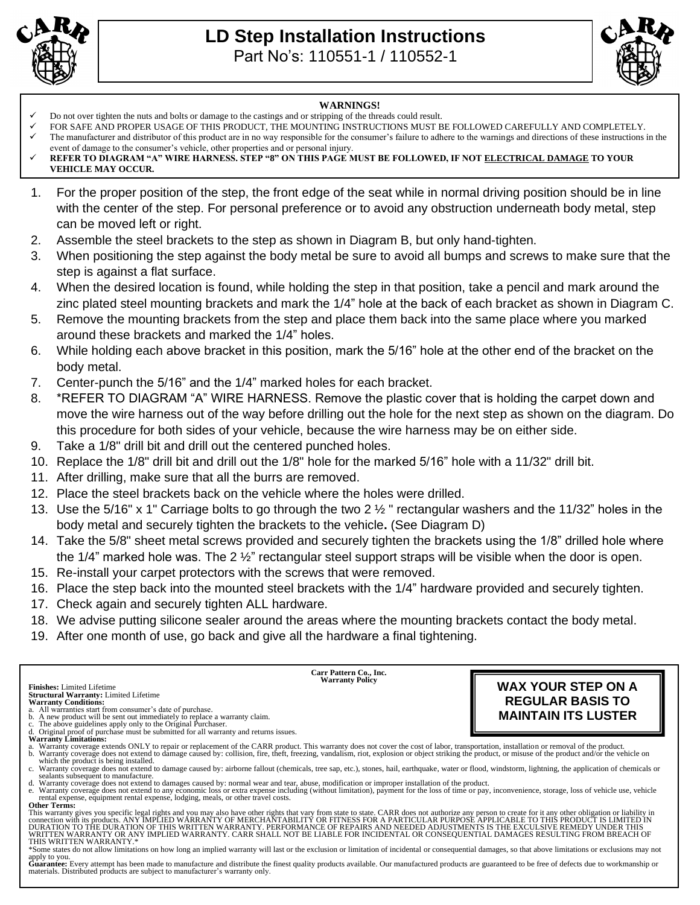# LD Step Installation Instructions

Part No's: 110551-1 / 110552-1

**WARNINGS!**

- ✓ Do not over tighten the nuts and bolts or damage to the castings and or stripping of the threads could result.
- ✓ FOR SAFE AND PROPER USAGE OF THIS PRODUCT, THE MOUNTING INSTRUCTIONS MUST BE FOLLOWED CAREFULLY AND COMPLETELY.
- ✓ The manufacturer and distributor of this product are in no way responsible for the consumer's failure to adhere to the warnings and directions of these instructions in the event of damage to the consumer's vehicle, other properties and or personal injury.
- ✓ **REFER TO DIAGRAM "A" WIRE HARNESS. STEP "8" ON THIS PAGE MUST BE FOLLOWED, IF NOT ELECTRICAL DAMAGE TO YOUR VEHICLE MAY OCCUR.**

1. For the proper position of the step, the front edge of the seat while in normal driving position should be in line with the center of the step. For personal preference or to avoid any obstruction underneath body metal, step can be moved left or right.
2. Assemble the steel brackets to the step as shown in Diagram B, but only hand-tighten.
3. When positioning the step against the body metal be sure to avoid all bumps and screws to make sure that the step is against a flat surface.
4. When the desired location is found, while holding the step in that position, take a pencil and mark around the zinc plated steel mounting brackets and mark the 1/4" hole at the back of each bracket as shown in Diagram C.
5. Remove the mounting brackets from the step and place them back into the same place where you marked around these brackets and marked the 1/4" holes.
6. While holding each above bracket in this position, mark the 5/16" hole at the other end of the bracket on the body metal.
7. Center-punch the 5/16" and the 1/4" marked holes for each bracket.
8. *REFER TO DIAGRAM "A" WIRE HARNESS. Remove the plastic cover that is holding the carpet down and move the wire harness out of the way before drilling out the hole for the next step as shown on the diagram. Do this procedure for both sides of your vehicle, because the wire harness may be on either side.
9. Take a 1/8" drill bit and drill out the centered punched holes.
10. Replace the 1/8" drill bit and drill out the 1/8" hole for the marked 5/16" hole with a 11/32" drill bit.
11. After drilling, make sure that all the burrs are removed.
12. Place the steel brackets back on the vehicle where the holes were drilled.
13. Use the 5/16" x 1" Carriage bolts to go through the two 2 ½ " rectangular washers and the 11/32" holes in the body metal and securely tighten the brackets to the vehicle**.** (See Diagram D)
14. Take the 5/8" sheet metal screws provided and securely tighten the brackets using the 1/8" drilled hole where the 1/4" marked hole was. The 2 ½" rectangular steel support straps will be visible when the door is open.
15. Re-install your carpet protectors with the screws that were removed.
16. Place the step back into the mounted steel brackets with the 1/4" hardware provided and securely tighten.
17. Check again and securely tighten ALL hardware.
18. We advise putting silicone sealer around the areas where the mounting brackets contact the body metal.
19. After one month of use, go back and give all the hardware a final tightening.

**Carr Pattern Co., Inc.**
**Warranty Policy**

**WAX YOUR STEP ON A REGULAR BASIS TO MAINTAIN ITS LUSTER**

**Finishes:** Limited Lifetime
**Structural Warranty:** Limited Lifetime
**Warranty Conditions:**

a. All warranties start from consumer's date of purchase.
b. A new product will be sent out immediately to replace a warranty claim.
c. The above guidelines apply only to the Original Purchaser.
d. Original proof of purchase must be submitted for all warranty and returns issues.

**Warranty Limitations:**

a. Warranty coverage extends ONLY to repair or replacement of the CARR product. This warranty does not cover the cost of labor, transportation, installation or removal of the product.
b. Warranty coverage does not extend to damage caused by: collision, fire, theft, freezing, vandalism, riot, explosion or object striking the product, or misuse of the product and/or the vehicle on which the product is being installed.
c. Warranty coverage does not extend to damage caused by: airborne fallout (chemicals, tree sap, etc.), stones, hail, earthquake, water or flood, windstorm, lightning, the application of chemicals or sealants subsequent to manufacture.
d. Warranty coverage does not extend to damages caused by: normal wear and tear, abuse, modification or improper installation of the product.
e. Warranty coverage does not extend to any economic loss or extra expense including (without limitation), payment for the loss of time or pay, inconvenience, storage, loss of vehicle use, vehicle rental expense, equipment rental expense, lodging, meals, or other travel costs.

**Other Terms:**
This warranty gives you specific legal rights and you may also have other rights that vary from state to state. CARR does not authorize any person to create for it any other obligation or liability in connection with its products. ANY IMPLIED WARRANTY OF MERCHANTABILITY OR FITNESS FOR A PARTICULAR PURPOSE APPLICABLE TO THIS PRODUCT IS LIMITED IN DURATION TO THE DURATION OF THIS WRITTEN WARRANTY. PERFORMANCE OF REPAIRS AND NEEDED ADJUSTMENTS IS THE EXCULSIVE REMEDY UNDER THIS WRITTEN WARRANTY OR ANY IMPLIED WARRANTY. CARR SHALL NOT BE LIABLE FOR INCIDENTAL OR CONSEQUENTIAL DAMAGES RESULTING FROM BREACH OF THIS WRITTEN WARRANTY.*
*Some states do not allow limitations on how long an implied warranty will last or the exclusion or limitation of incidental or consequential damages, so that above limitations or exclusions may not apply to you.
**Guarantee:** Every attempt has been made to manufacture and distribute the finest quality products available. Our manufactured products are guaranteed to be free of defects due to workmanship or materials. Distributed products are subject to manufacturer's warranty only.